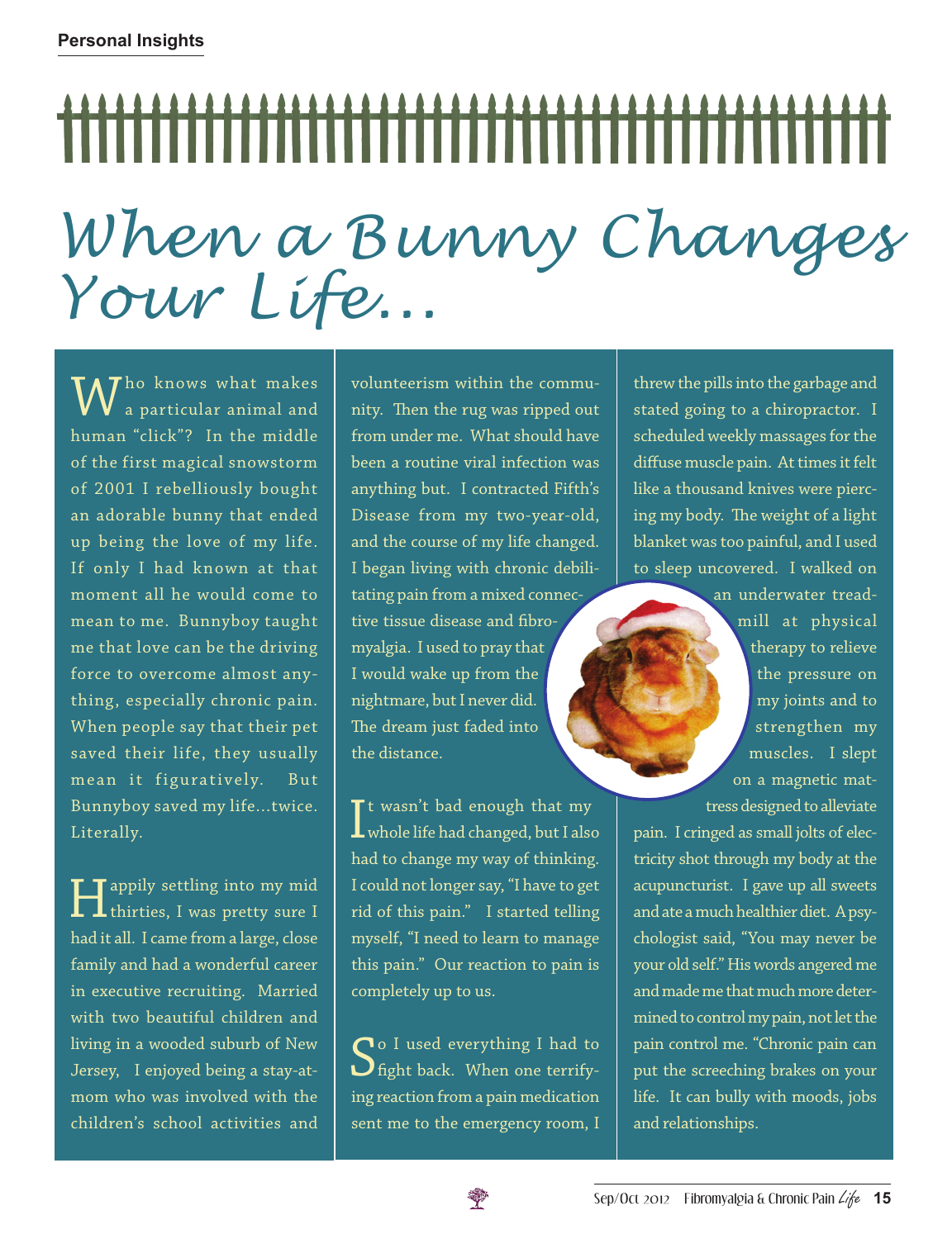**Personal Insights**

# When a Bunny Changes Your Life...

Who knows what makes a particular animal and human "click"? In the middle of the first magical snowstorm of 2001 I rebelliously bought an adorable bunny that ended up being the love of my life. If only I had known at that moment all he would come to mean to me. Bunnyboy taught me that love can be the driving force to overcome almost anything, especially chronic pain. When people say that their pet saved their life, they usually mean it figuratively. But Bunnyboy saved my life…twice. Literally.

Happily settling into my mid thirties, I was pretty sure I had it all. I came from a large, close family and had a wonderful career in executive recruiting. Married with two beautiful children and living in a wooded suburb of New Jersey, I enjoyed being a stay-at-mom who was involved with the children's school activities and volunteerism within the community. Then the rug was ripped out from under me. What should have been a routine viral infection was anything but. I contracted Fifth's Disease from my two-year-old, and the course of my life changed. I began living with chronic debilitating pain from a mixed connective tissue disease and fibromyalgia. I used to pray that I would wake up from the nightmare, but I never did. The dream just faded into the distance.

It wasn't bad enough that my whole life had changed, but I also had to change my way of thinking. I could not longer say, "I have to get rid of this pain." I started telling myself, "I need to learn to manage this pain." Our reaction to pain is completely up to us.

So I used everything I had to fight back. When one terrifying reaction from a pain medication sent me to the emergency room, I threw the pills into the garbage and stated going to a chiropractor. I scheduled weekly massages for the diffuse muscle pain. At times it felt like a thousand knives were piercing my body. The weight of a light blanket was too painful, and I used to sleep uncovered. I walked on an underwater treadmill at physical therapy to relieve the pressure on my joints and to strengthen my muscles. I slept on a magnetic mattress designed to alleviate pain. I cringed as small jolts of electricity shot through my body at the acupuncturist. I gave up all sweets and ate a much healthier diet. A psychologist said, "You may never be your old self." His words angered me and made me that much more determined to control my pain, not let the pain control me. "Chronic pain can put the screeching brakes on your life. It can bully with moods, jobs and relationships.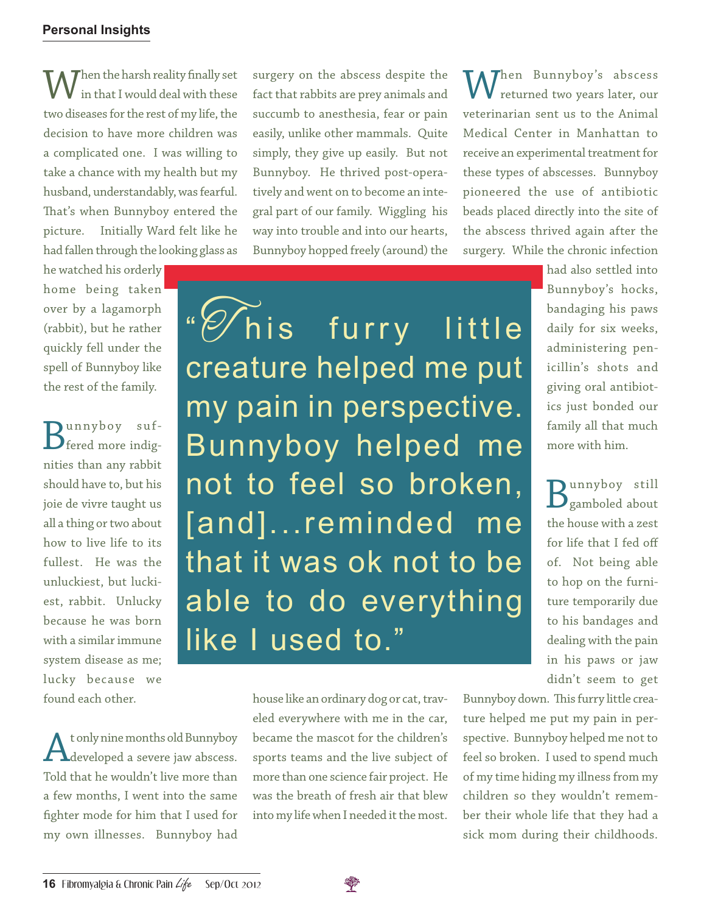When the harsh reality finally set in that I would deal with these two diseases for the rest of my life, the decision to have more children was a complicated one. I was willing to take a chance with my health but my husband, understandably, was fearful. That's when Bunnyboy entered the picture. Initially Ward felt like he had fallen through the looking glass as he watched his orderly home being taken over by a lagamorph (rabbit), but he rather quickly fell under the spell of Bunnyboy like the rest of the family.

Bunnyboy suffered more indignities than any rabbit should have to, but his joie de vivre taught us all a thing or two about how to live life to its fullest. He was the unluckiest, but luckiest, rabbit. Unlucky because he was born with a similar immune system disease as me; lucky because we found each other.

At only nine months old Bunnyboy developed a severe jaw abscess. Told that he wouldn't live more than a few months, I went into the same fighter mode for him that I used for my own illnesses. Bunnyboy had surgery on the abscess despite the fact that rabbits are prey animals and succumb to anesthesia, fear or pain easily, unlike other mammals. Quite simply, they give up easily. But not Bunnyboy. He thrived post-operatively and went on to become an integral part of our family. Wiggling his way into trouble and into our hearts, Bunnyboy hopped freely (around) the house like an ordinary dog or cat, traveled everywhere with me in the car, became the mascot for the children's sports teams and the live subject of more than one science fair project. He was the breath of fresh air that blew into my life when I needed it the most.

> "This furry little creature helped me put my pain in perspective. Bunnyboy helped me not to feel so broken, [and]...reminded me that it was ok not to be able to do everything like I used to."

When Bunnyboy's abscess returned two years later, our veterinarian sent us to the Animal Medical Center in Manhattan to receive an experimental treatment for these types of abscesses. Bunnyboy pioneered the use of antibiotic beads placed directly into the site of the abscess thrived again after the surgery. While the chronic infection had also settled into Bunnyboy's hocks, bandaging his paws daily for six weeks, administering penicillin's shots and giving oral antibiotics just bonded our family all that much more with him.

Bunnyboy still gamboled about the house with a zest for life that I fed off of. Not being able to hop on the furniture temporarily due to his bandages and dealing with the pain in his paws or jaw didn't seem to get Bunnyboy down. This furry little creature helped me put my pain in perspective. Bunnyboy helped me not to feel so broken. I used to spend much of my time hiding my illness from my children so they wouldn't remember their whole life that they had a sick mom during their childhoods.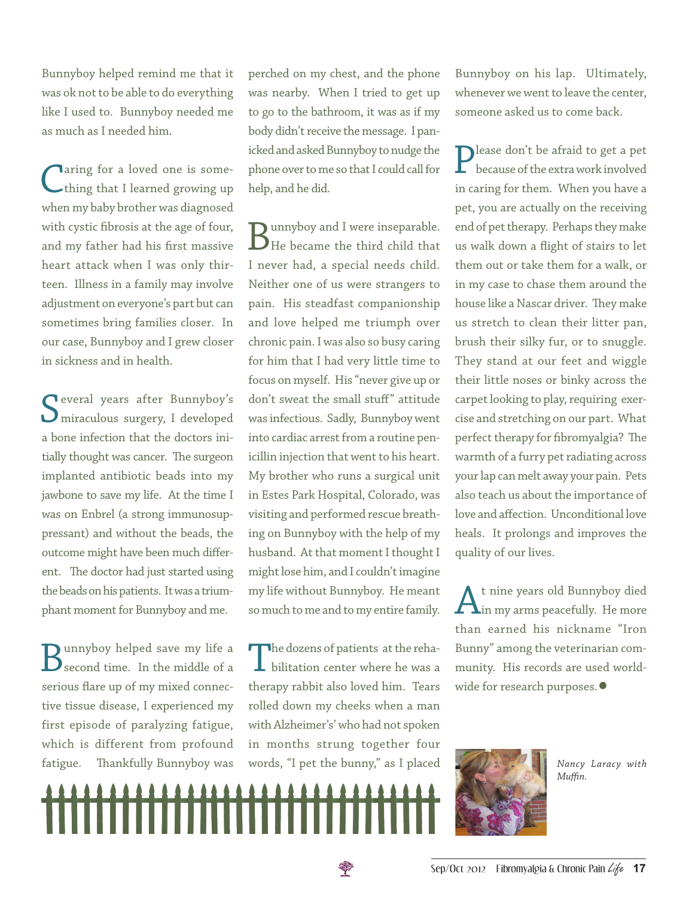Bunnyboy helped remind me that it was ok not to be able to do everything like I used to. Bunnyboy needed me as much as I needed him.

Caring for a loved one is something that I learned growing up when my baby brother was diagnosed with cystic fibrosis at the age of four, and my father had his first massive heart attack when I was only thirteen. Illness in a family may involve adjustment on everyone's part but can sometimes bring families closer. In our case, Bunnyboy and I grew closer in sickness and in health.

Several years after Bunnyboy's miraculous surgery, I developed a bone infection that the doctors initially thought was cancer. The surgeon implanted antibiotic beads into my jawbone to save my life. At the time I was on Enbrel (a strong immunosuppressant) and without the beads, the outcome might have been much different. The doctor had just started using the beads on his patients. It was a triumphant moment for Bunnyboy and me.

Bunnyboy helped save my life a second time. In the middle of a serious flare up of my mixed connective tissue disease, I experienced my first episode of paralyzing fatigue, which is different from profound fatigue. Thankfully Bunnyboy was perched on my chest, and the phone was nearby. When I tried to get up to go to the bathroom, it was as if my body didn't receive the message. I panicked and asked Bunnyboy to nudge the phone over to me so that I could call for help, and he did.

Bunnyboy and I were inseparable. He became the third child that I never had, a special needs child. Neither one of us were strangers to pain. His steadfast companionship and love helped me triumph over chronic pain. I was also so busy caring for him that I had very little time to focus on myself. His "never give up or don't sweat the small stuff" attitude was infectious. Sadly, Bunnyboy went into cardiac arrest from a routine penicillin injection that went to his heart. My brother who runs a surgical unit in Estes Park Hospital, Colorado, was visiting and performed rescue breathing on Bunnyboy with the help of my husband. At that moment I thought I might lose him, and I couldn't imagine my life without Bunnyboy. He meant so much to me and to my entire family.

The dozens of patients at the rehabilitation center where he was a therapy rabbit also loved him. Tears rolled down my cheeks when a man with Alzheimer's' who had not spoken in months strung together four words, "I pet the bunny," as I placed Bunnyboy on his lap. Ultimately, whenever we went to leave the center, someone asked us to come back.

Please don't be afraid to get a pet because of the extra work involved in caring for them. When you have a pet, you are actually on the receiving end of pet therapy. Perhaps they make us walk down a flight of stairs to let them out or take them for a walk, or in my case to chase them around the house like a Nascar driver. They make us stretch to clean their litter pan, brush their silky fur, or to snuggle. They stand at our feet and wiggle their little noses or binky across the carpet looking to play, requiring exercise and stretching on our part. What perfect therapy for fibromyalgia? The warmth of a furry pet radiating across your lap can melt away your pain. Pets also teach us about the importance of love and affection. Unconditional love heals. It prolongs and improves the quality of our lives.

At nine years old Bunnyboy died in my arms peacefully. He more than earned his nickname "Iron Bunny" among the veterinarian community. His records are used worldwide for research purposes. ●

*Nancy Laracy with Muffin.*